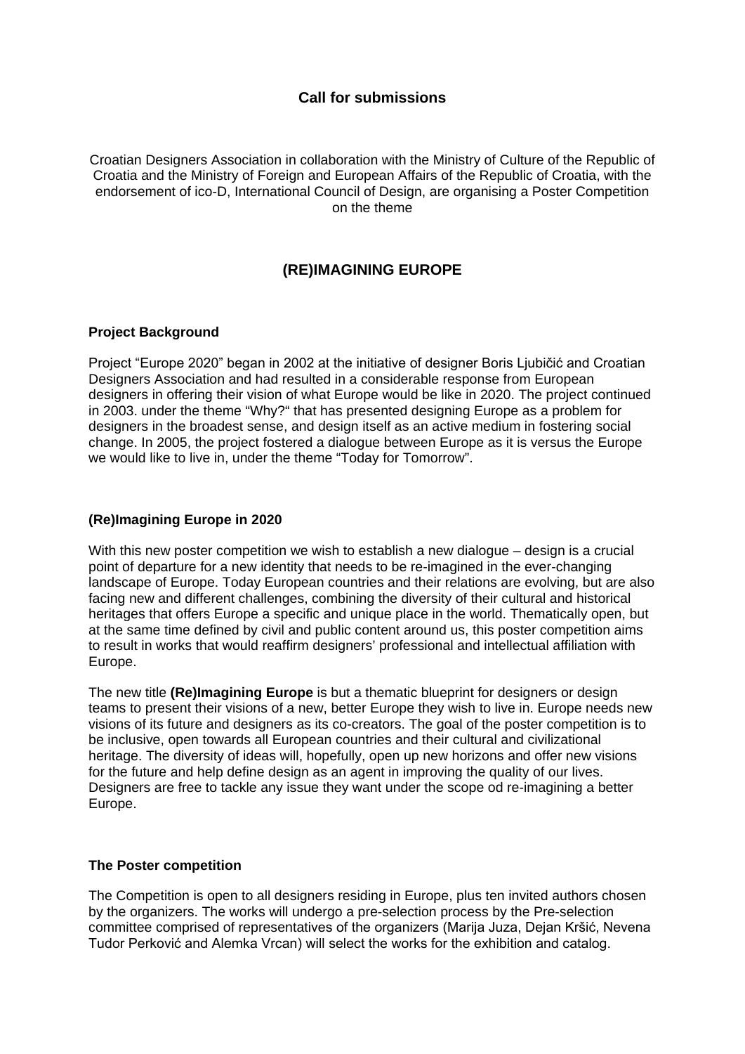## Call for submissions

Croatian Designers Association in collaboration with the Ministry of Culture of the Republic of Croatia and the Ministry of Foreign and European Affairs of the Republic of Croatia, with the endorsement of ico-D, International Council of Design, are organising a Poster Competition on the theme

# (RE)IMAGINING EUROPE

### Project Background

Project "Europe 2020" began in 2002 at the initiative of designer Boris Ljubičić and Croatian Designers Association and had resulted in a considerable response from European designers in offering their vision of what Europe would be like in 2020. The project continued in 2003. under the theme "Why?" that has presented designing Europe as a problem for designers in the broadest sense, and design itself as an active medium in fostering social change. In 2005, the project fostered a dialogue between Europe as it is versus the Europe we would like to live in, under the theme "Today for Tomorrow".

### (Re)Imagining Europe in 2020

With this new poster competition we wish to establish a new dialogue – design is a crucial point of departure for a new identity that needs to be re-imagined in the ever-changing landscape of Europe. Today European countries and their relations are evolving, but are also facing new and different challenges, combining the diversity of their cultural and historical heritages that offers Europe a specific and unique place in the world. Thematically open, but at the same time defined by civil and public content around us, this poster competition aims to result in works that would reaffirm designers' professional and intellectual affiliation with Europe.

The new title **(Re)Imagining Europe** is but a thematic blueprint for designers or design teams to present their visions of a new, better Europe they wish to live in. Europe needs new visions of its future and designers as its co-creators. The goal of the poster competition is to be inclusive, open towards all European countries and their cultural and civilizational heritage. The diversity of ideas will, hopefully, open up new horizons and offer new visions for the future and help define design as an agent in improving the quality of our lives. Designers are free to tackle any issue they want under the scope od re-imagining a better Europe.

### The Poster competition

The Competition is open to all designers residing in Europe, plus ten invited authors chosen by the organizers. The works will undergo a pre-selection process by the Pre-selection committee comprised of representatives of the organizers (Marija Juza, Dejan Kršić, Nevena Tudor Perković and Alemka Vrcan) will select the works for the exhibition and catalog.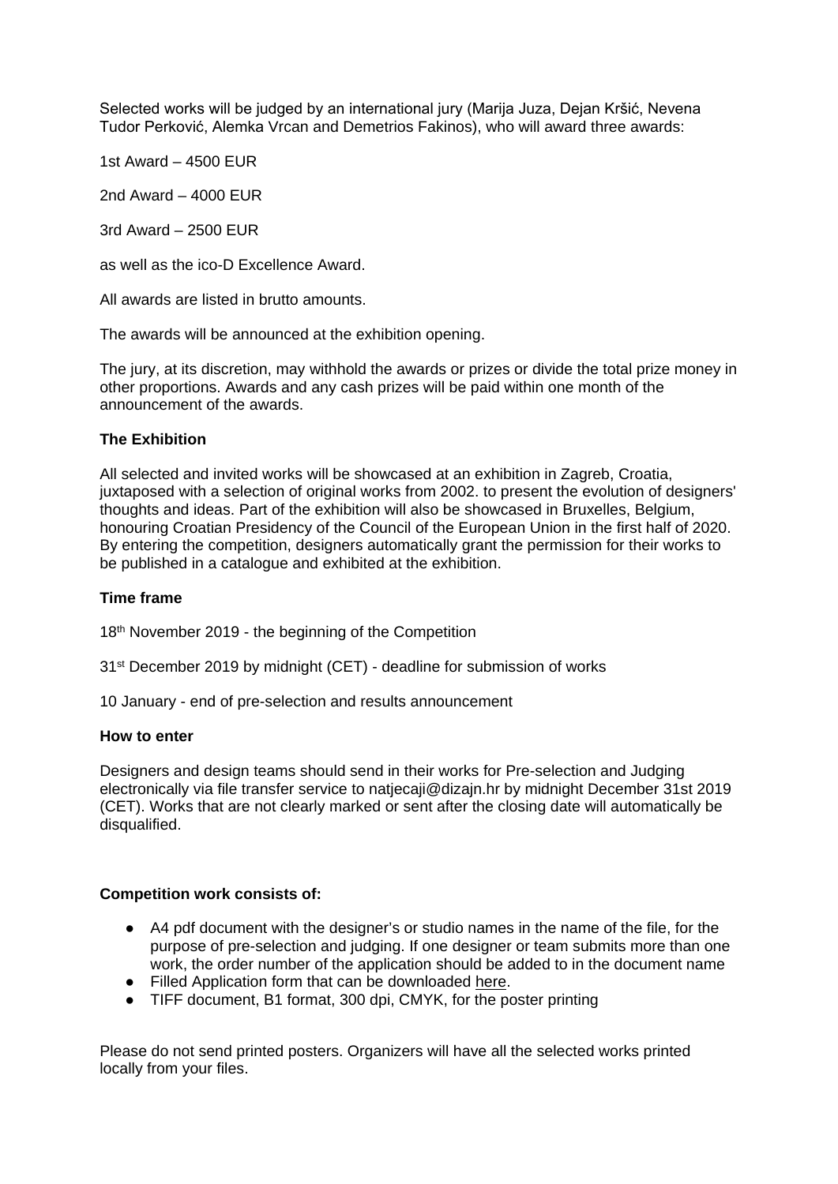Selected works will be judged by an international jury (Marija Juza, Dejan Kršić, Nevena Tudor Perković, Alemka Vrcan and Demetrios Fakinos), who will award three awards:

1st Award – 4500 EUR

2nd Award – 4000 EUR

3rd Award – 2500 EUR

as well as the ico-D Excellence Award.

All awards are listed in brutto amounts.

The awards will be announced at the exhibition opening.

The jury, at its discretion, may withhold the awards or prizes or divide the total prize money in other proportions. Awards and any cash prizes will be paid within one month of the announcement of the awards.

**The Exhibition**

All selected and invited works will be showcased at an exhibition in Zagreb, Croatia, juxtaposed with a selection of original works from 2002. to present the evolution of designers' thoughts and ideas. Part of the exhibition will also be showcased in Bruxelles, Belgium, honouring Croatian Presidency of the Council of the European Union in the first half of 2020. By entering the competition, designers automatically grant the permission for their works to be published in a catalogue and exhibited at the exhibition.

**Time frame**

18th November 2019 - the beginning of the Competition

31st December 2019 by midnight (CET) - deadline for submission of works

10 January - end of pre-selection and results announcement

**How to enter**

Designers and design teams should send in their works for Pre-selection and Judging electronically via file transfer service to natjecaji@dizajn.hr by midnight December 31st 2019 (CET). Works that are not clearly marked or sent after the closing date will automatically be disqualified.

**Competition work consists of:**

- A4 pdf document with the designer's or studio names in the name of the file, for the purpose of pre-selection and judging. If one designer or team submits more than one work, the order number of the application should be added to in the document name
- Filled Application form that can be downloaded here.
- TIFF document, B1 format, 300 dpi, CMYK, for the poster printing

Please do not send printed posters. Organizers will have all the selected works printed locally from your files.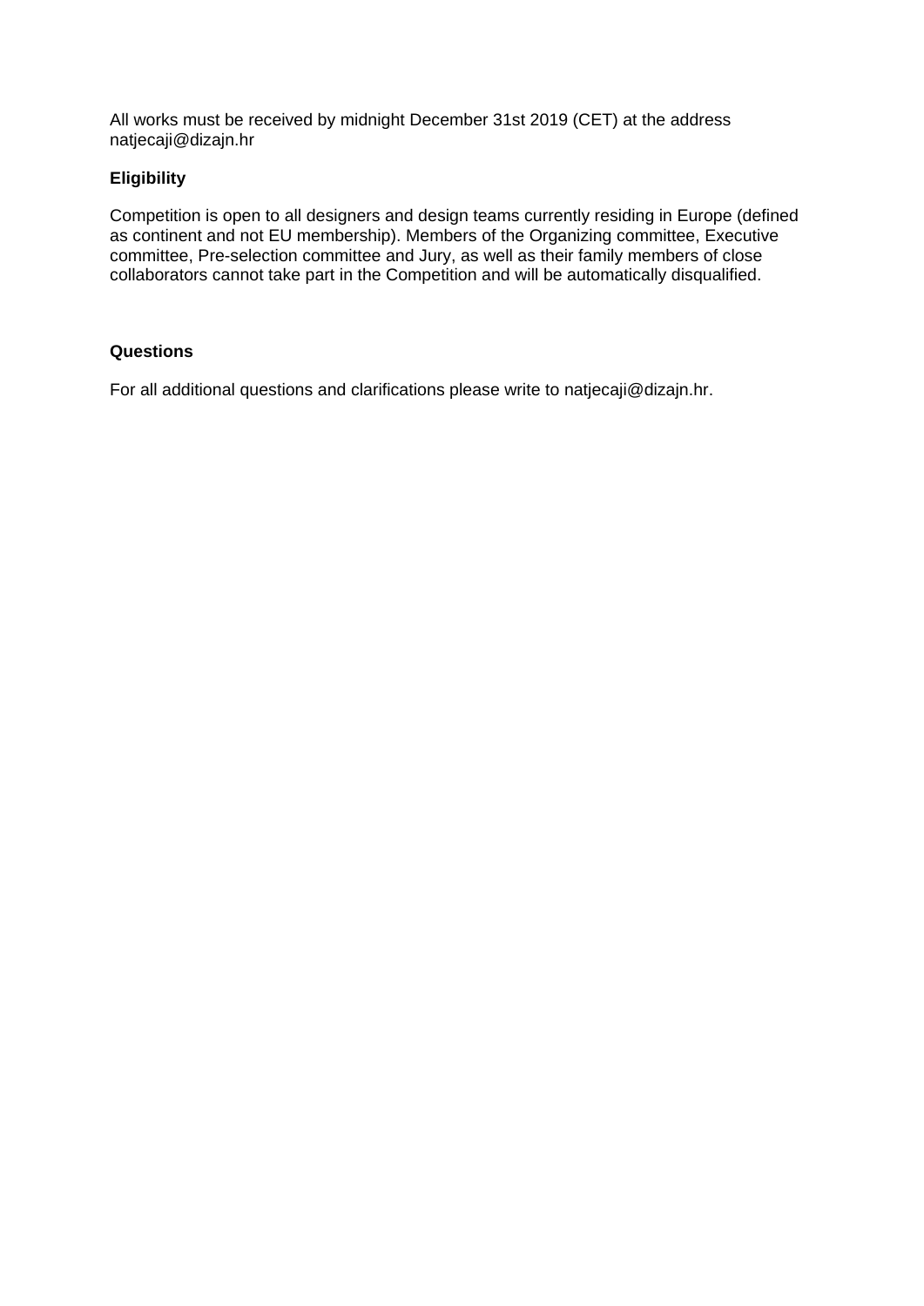All works must be received by midnight December 31st 2019 (CET) at the address natjecaji@dizajn.hr

**Eligibility**

Competition is open to all designers and design teams currently residing in Europe (defined as continent and not EU membership). Members of the Organizing committee, Executive committee, Pre-selection committee and Jury, as well as their family members of close collaborators cannot take part in the Competition and will be automatically disqualified.

**Questions**

For all additional questions and clarifications please write to natjecaji@dizajn.hr.